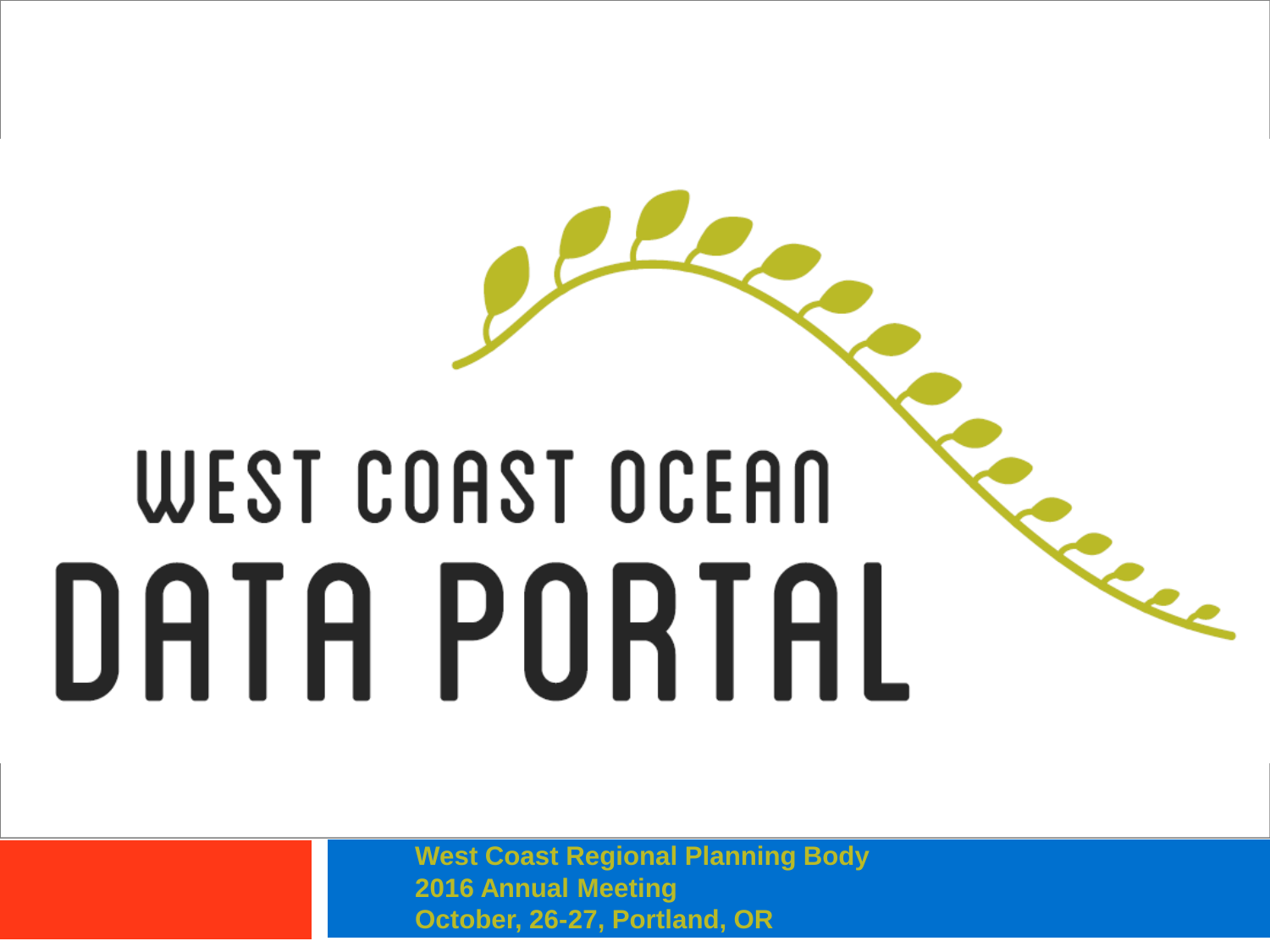# WEST COAST OCEAN DATA PORTAL

**West Coast Regional Planning Body**
**2016 Annual Meeting**
**October, 26-27, Portland, OR**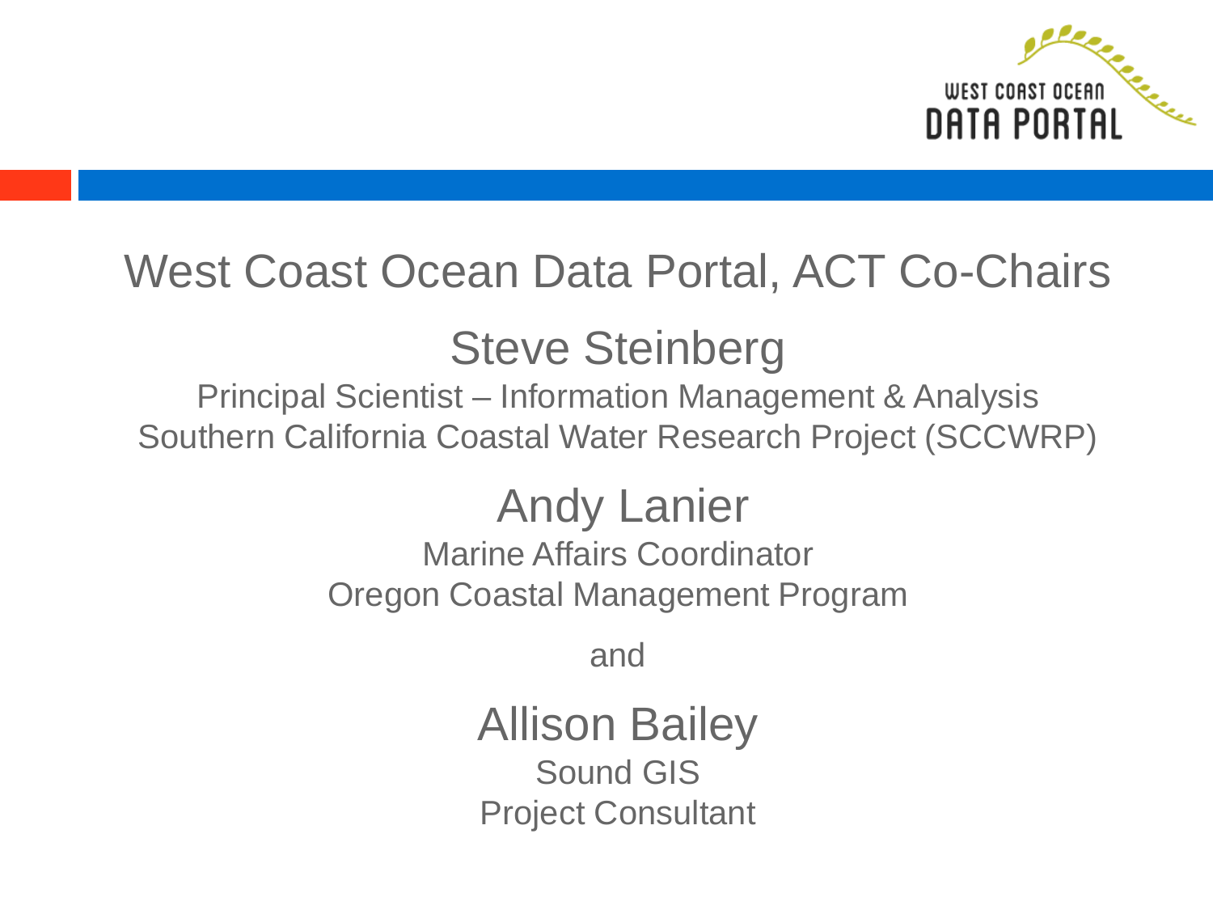# West Coast Ocean Data Portal, ACT Co-Chairs

## Steve Steinberg

Principal Scientist – Information Management & Analysis
Southern California Coastal Water Research Project (SCCWRP)

## Andy Lanier

Marine Affairs Coordinator
Oregon Coastal Management Program

and

## Allison Bailey

Sound GIS
Project Consultant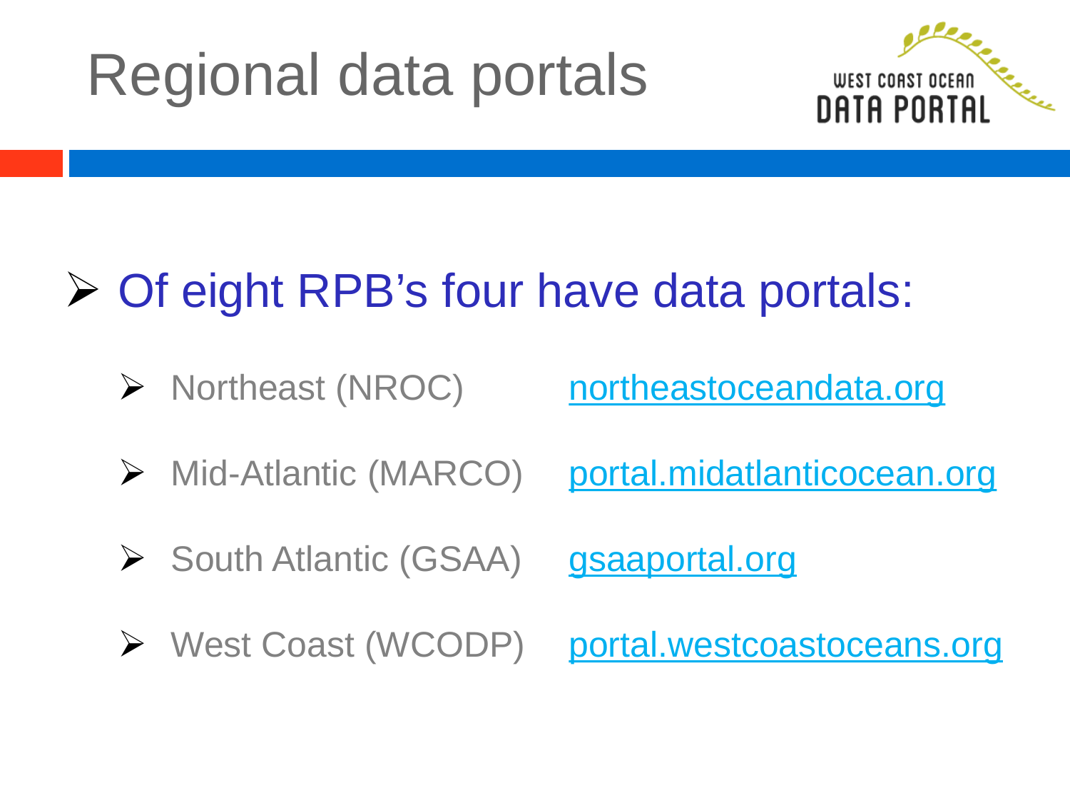# Regional data portals

- Of eight RPB's four have data portals:
  - Northeast (NROC) northeastoceandata.org
  - Mid-Atlantic (MARCO) portal.midatlanticocean.org
  - South Atlantic (GSAA) gsaaportal.org
  - West Coast (WCODP) portal.westcoastoceans.org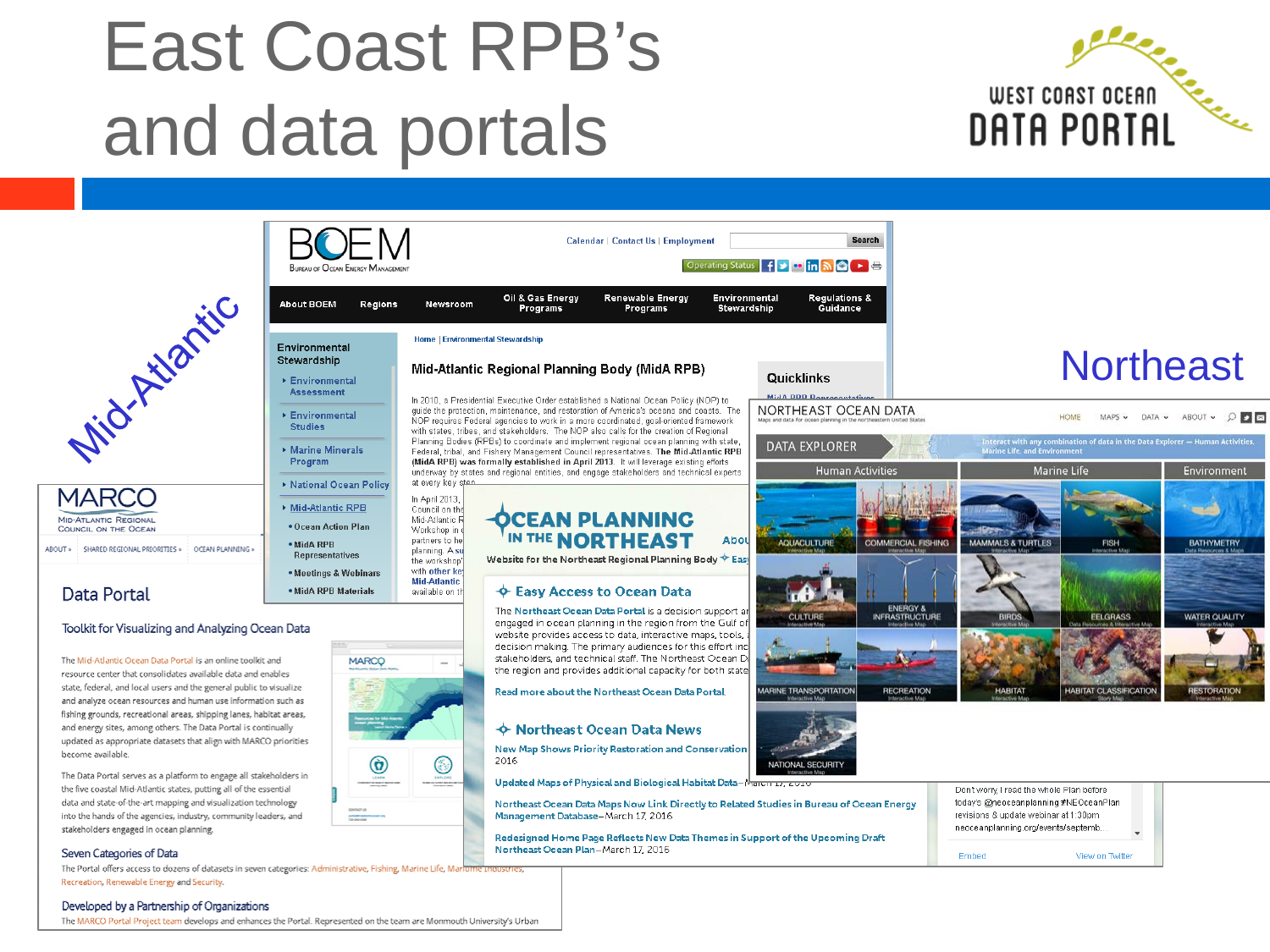# East Coast RPB's and data portals

WEST COAST OCEAN DATA PORTAL

Mid-Atlantic

Northeast

**BOEM** Bureau of Ocean Energy Management

Calendar | Contact Us | Employment Search

About BOEM | Regions | Newsroom | Oil & Gas Energy Programs | Renewable Energy Programs | Environmental Stewardship | Regulations & Guidance

Home | Environmental Stewardship

## Mid-Atlantic Regional Planning Body (MidA RPB)

In 2010, a Presidential Executive Order established a National Ocean Policy (NOP) to guide the protection, maintenance, and restoration of America's oceans and coasts. The NOP requires Federal agencies to work in a more coordinated, goal-oriented framework with states, tribes, and stakeholders. The NOP also calls for the creation of Regional Planning Bodies (RPBs) to coordinate and implement regional ocean planning with state, Federal, tribal, and Fishery Management Council representatives. **The Mid-Atlantic RPB (MidA RPB) was formally established in April 2013.** It will leverage existing efforts underway by states and regional entities, and engage stakeholders and technical experts at every key step.

**MARCO** Mid-Atlantic Regional Council on the Ocean

## Data Portal

### Toolkit for Visualizing and Analyzing Ocean Data

The Mid-Atlantic Ocean Data Portal is an online toolkit and resource center that consolidates available data and enables state, federal, and local users and the general public to visualize and analyze ocean resources and human use information such as fishing grounds, recreational areas, shipping lanes, habitat areas, and energy sites, among others. The Data Portal is continually updated as appropriate datasets that align with MARCO priorities become available.

The Data Portal serves as a platform to engage all stakeholders in the five coastal Mid-Atlantic states, putting all of the essential data and state-of-the-art mapping and visualization technology into the hands of the agencies, industry, community leaders, and stakeholders engaged in ocean planning.

### Seven Categories of Data

The Portal offers access to dozens of datasets in seven categories: Administrative, Fishing, Marine Life, Maritime Industries, Recreation, Renewable Energy and Security.

### Developed by a Partnership of Organizations

The MARCO Portal Project team develops and enhances the Portal. Represented on the team are Monmouth University's Urban

**OCEAN PLANNING IN THE NORTHEAST**

Website for the Northeast Regional Planning Body

### Easy Access to Ocean Data

The Northeast Ocean Data Portal is a decision support ... engaged in ocean planning in the region from the Gulf of ... website provides access to data, interactive maps, tools, ... decision making. The primary audiences for this effort inc... stakeholders, and technical staff. The Northeast Ocean D... the region and provides additional capacity for both state...

Read more about the Northeast Ocean Data Portal.

### Northeast Ocean Data News

New Map Shows Priority Restoration and Conservation ... 2016

Updated Maps of Physical and Biological Habitat Data – March 17, 2016

Northeast Ocean Data Maps Now Link Directly to Related Studies in Bureau of Ocean Energy Management Database – March 17, 2016

Redesigned Home Page Reflects New Data Themes in Support of the Upcoming Draft Northeast Ocean Plan – March 17, 2016

**NORTHEAST OCEAN DATA**

DATA EXPLORER

| Human Activities | Marine Life | Environment |
|---|---|---|
| Aquaculture, Commercial Fishing, Culture, Energy & Infrastructure, Marine Transportation, Recreation, National Security | Mammals & Turtles, Fish, Birds, Eelgrass, Habitat, Habitat Classification | Bathymetry, Water Quality, Restoration |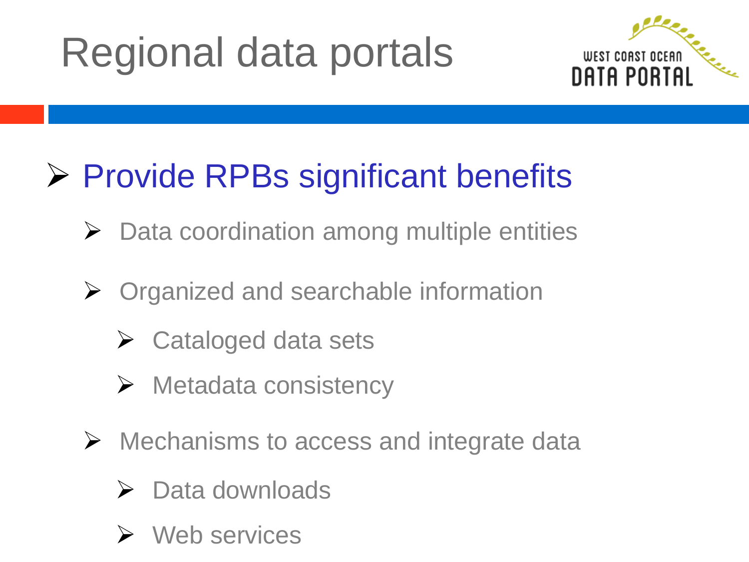# Regional data portals

WEST COAST OCEAN DATA PORTAL

- Provide RPBs significant benefits
  - Data coordination among multiple entities
  - Organized and searchable information
    - Cataloged data sets
    - Metadata consistency
  - Mechanisms to access and integrate data
    - Data downloads
    - Web services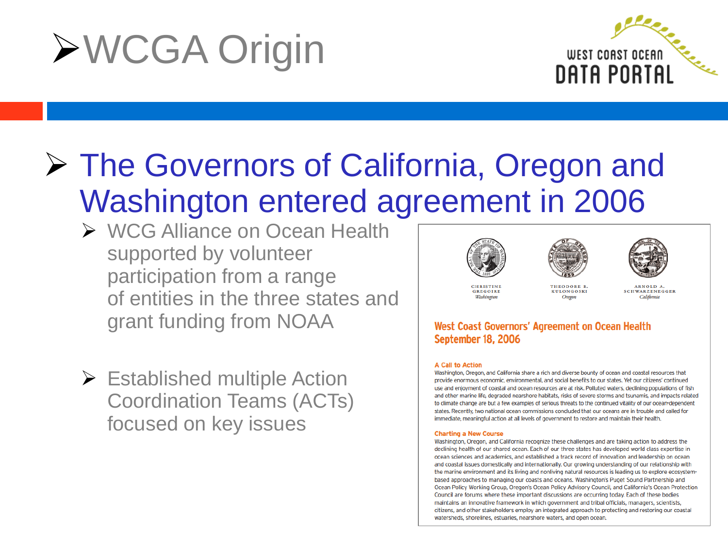# WCGA Origin

WEST COAST OCEAN DATA PORTAL

- The Governors of California, Oregon and Washington entered agreement in 2006
  - WCG Alliance on Ocean Health supported by volunteer participation from a range of entities in the three states and grant funding from NOAA
  - Established multiple Action Coordination Teams (ACTs) focused on key issues

CHRISTINE GREGOIRE
*Washington*

THEODORE R. KULONGOSKI
*Oregon*

ARNOLD A. SCHWARZENEGGER
*California*

## West Coast Governors' Agreement on Ocean Health
## September 18, 2006

### A Call to Action

Washington, Oregon, and California share a rich and diverse bounty of ocean and coastal resources that provide enormous economic, environmental, and social benefits to our states. Yet our citizens' continued use and enjoyment of coastal and ocean resources are at risk. Polluted waters, declining populations of fish and other marine life, degraded nearshore habitats, risks of severe storms and tsunamis, and impacts related to climate change are but a few examples of serious threats to the continued vitality of our ocean-dependent states. Recently, two national ocean commissions concluded that our oceans are in trouble and called for immediate, meaningful action at all levels of government to restore and maintain their health.

### Charting a New Course

Washington, Oregon, and California recognize these challenges and are taking action to address the declining health of our shared ocean. Each of our three states has developed world class expertise in ocean sciences and academics, and established a track record of innovation and leadership on ocean and coastal issues domestically and internationally. Our growing understanding of our relationship with the marine environment and its living and nonliving natural resources is leading us to explore ecosystem-based approaches to managing our coasts and oceans. Washington's Puget Sound Partnership and Ocean Policy Working Group, Oregon's Ocean Policy Advisory Council, and California's Ocean Protection Council are forums where these important discussions are occurring today. Each of these bodies maintains an innovative framework in which government and tribal officials, managers, scientists, citizens, and other stakeholders employ an integrated approach to protecting and restoring our coastal watersheds, shorelines, estuaries, nearshore waters, and open ocean.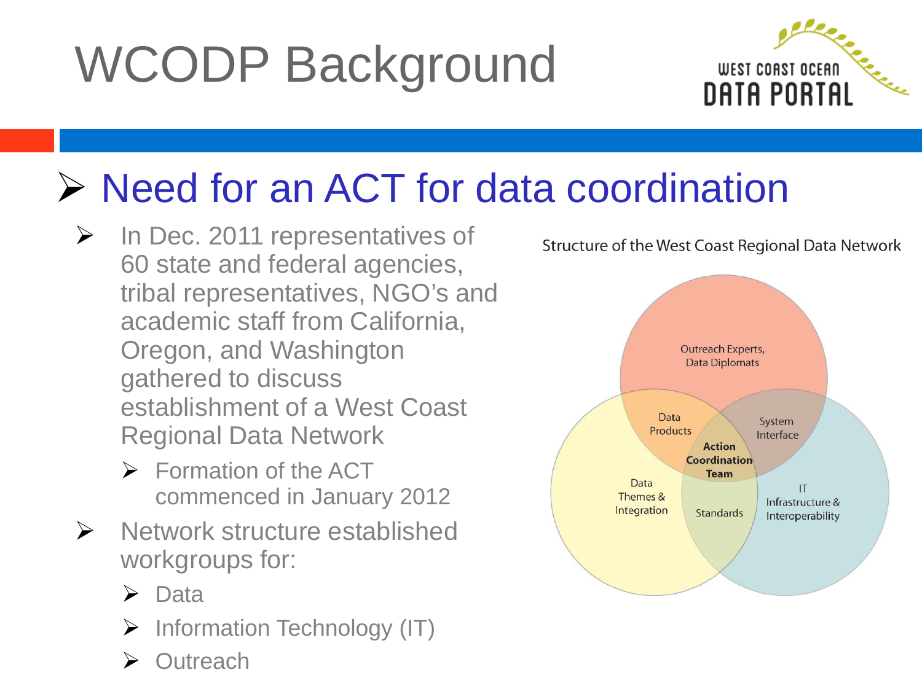# WCODP Background

WEST COAST OCEAN DATA PORTAL

## Need for an ACT for data coordination

- In Dec. 2011 representatives of 60 state and federal agencies, tribal representatives, NGO's and academic staff from California, Oregon, and Washington gathered to discuss establishment of a West Coast Regional Data Network
  - Formation of the ACT commenced in January 2012
- Network structure established workgroups for:
  - Data
  - Information Technology (IT)
  - Outreach

Structure of the West Coast Regional Data Network

Outreach Experts, Data Diplomats

Data Products

System Interface

**Action Coordination Team**

Data Themes & Integration

Standards

IT Infrastructure & Interoperability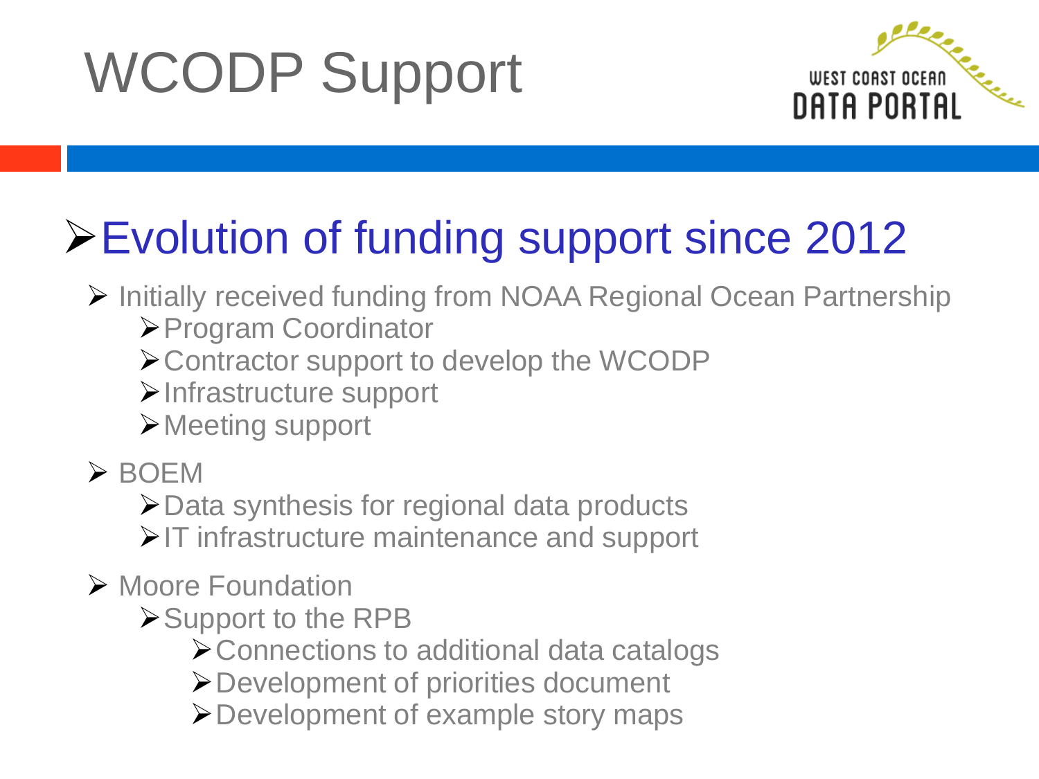# WCODP Support

WEST COAST OCEAN DATA PORTAL

## Evolution of funding support since 2012

- Initially received funding from NOAA Regional Ocean Partnership
  - Program Coordinator
  - Contractor support to develop the WCODP
  - Infrastructure support
  - Meeting support
- BOEM
  - Data synthesis for regional data products
  - IT infrastructure maintenance and support
- Moore Foundation
  - Support to the RPB
    - Connections to additional data catalogs
    - Development of priorities document
    - Development of example story maps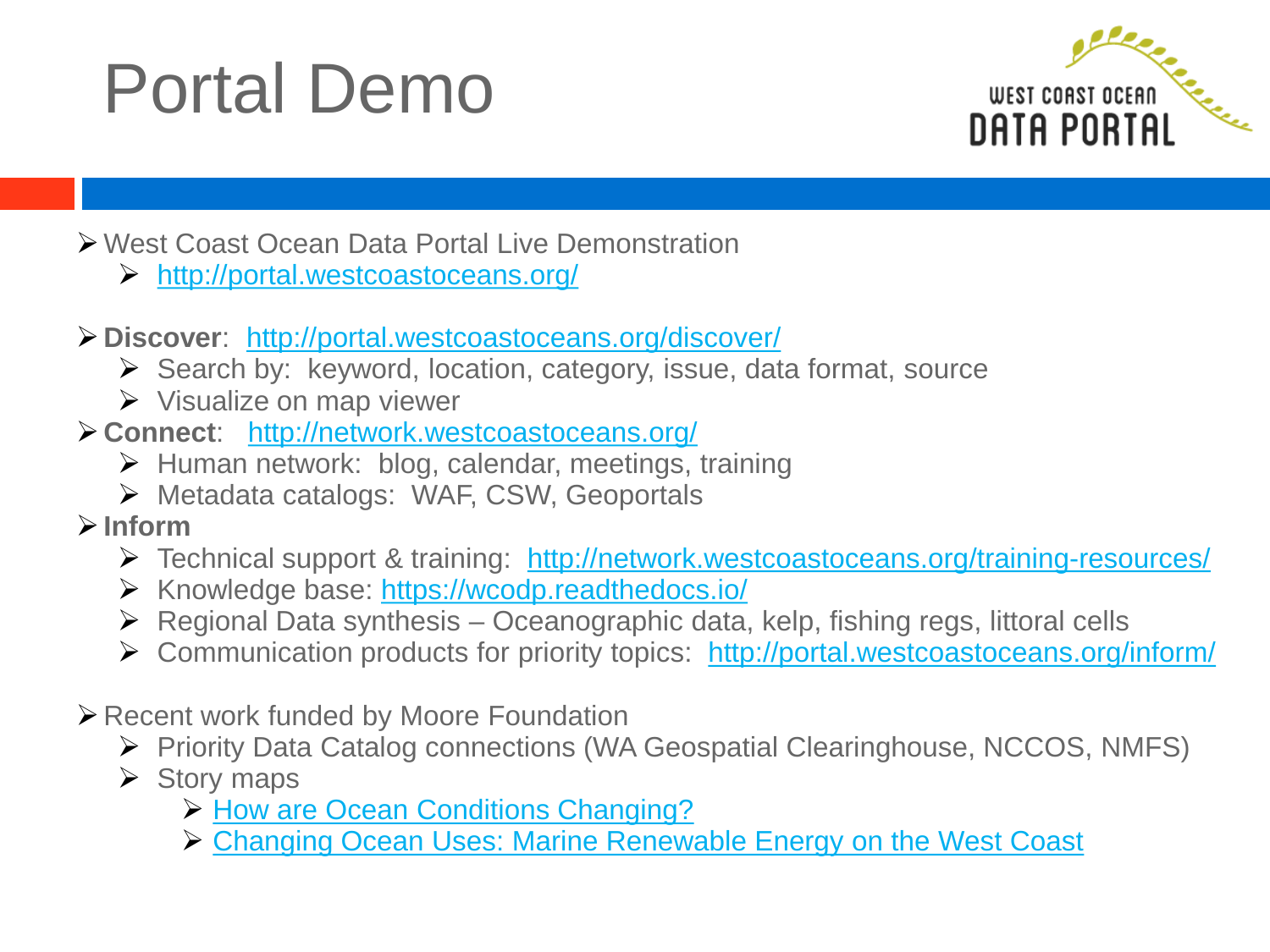# Portal Demo

- West Coast Ocean Data Portal Live Demonstration
  - http://portal.westcoastoceans.org/
- **Discover**: http://portal.westcoastoceans.org/discover/
  - Search by: keyword, location, category, issue, data format, source
  - Visualize on map viewer
- **Connect**: http://network.westcoastoceans.org/
  - Human network: blog, calendar, meetings, training
  - Metadata catalogs: WAF, CSW, Geoportals
- **Inform**
  - Technical support & training: http://network.westcoastoceans.org/training-resources/
  - Knowledge base: https://wcodp.readthedocs.io/
  - Regional Data synthesis – Oceanographic data, kelp, fishing regs, littoral cells
  - Communication products for priority topics: http://portal.westcoastoceans.org/inform/
- Recent work funded by Moore Foundation
  - Priority Data Catalog connections (WA Geospatial Clearinghouse, NCCOS, NMFS)
  - Story maps
    - How are Ocean Conditions Changing?
    - Changing Ocean Uses: Marine Renewable Energy on the West Coast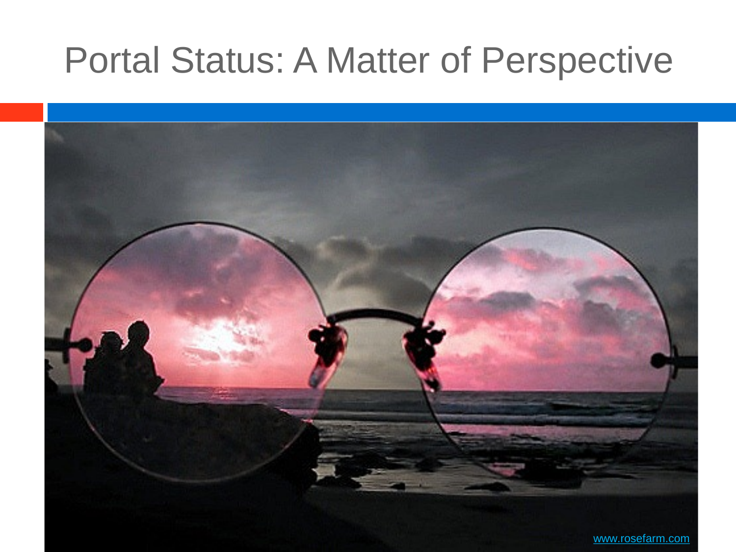# Portal Status: A Matter of Perspective

www.rosefarm.com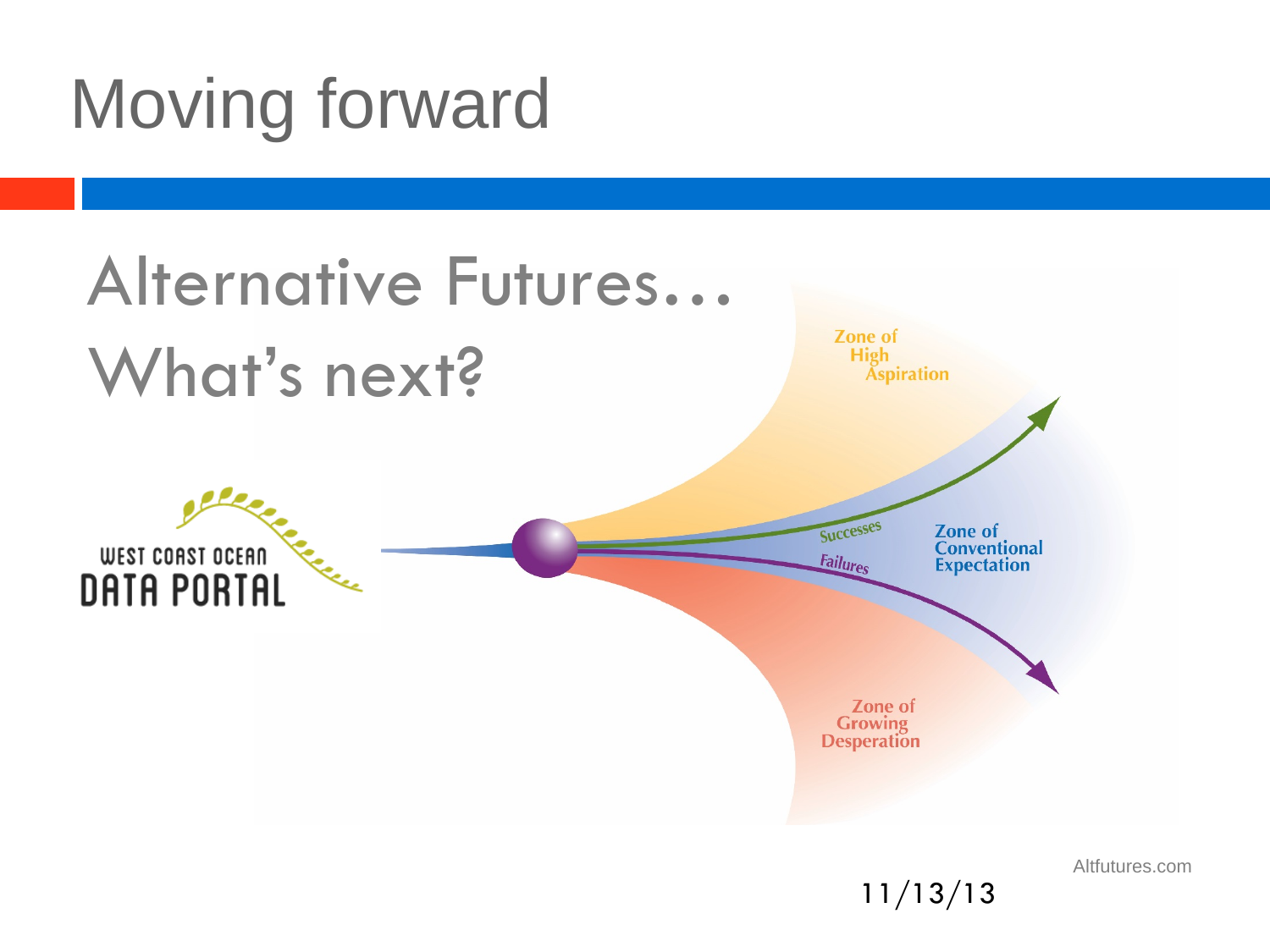# Moving forward

## Alternative Futures… What's next?

WEST COAST OCEAN DATA PORTAL

Zone of High Aspiration

Successes

Failures

Zone of Conventional Expectation

Zone of Growing Desperation

Altfutures.com

11/13/13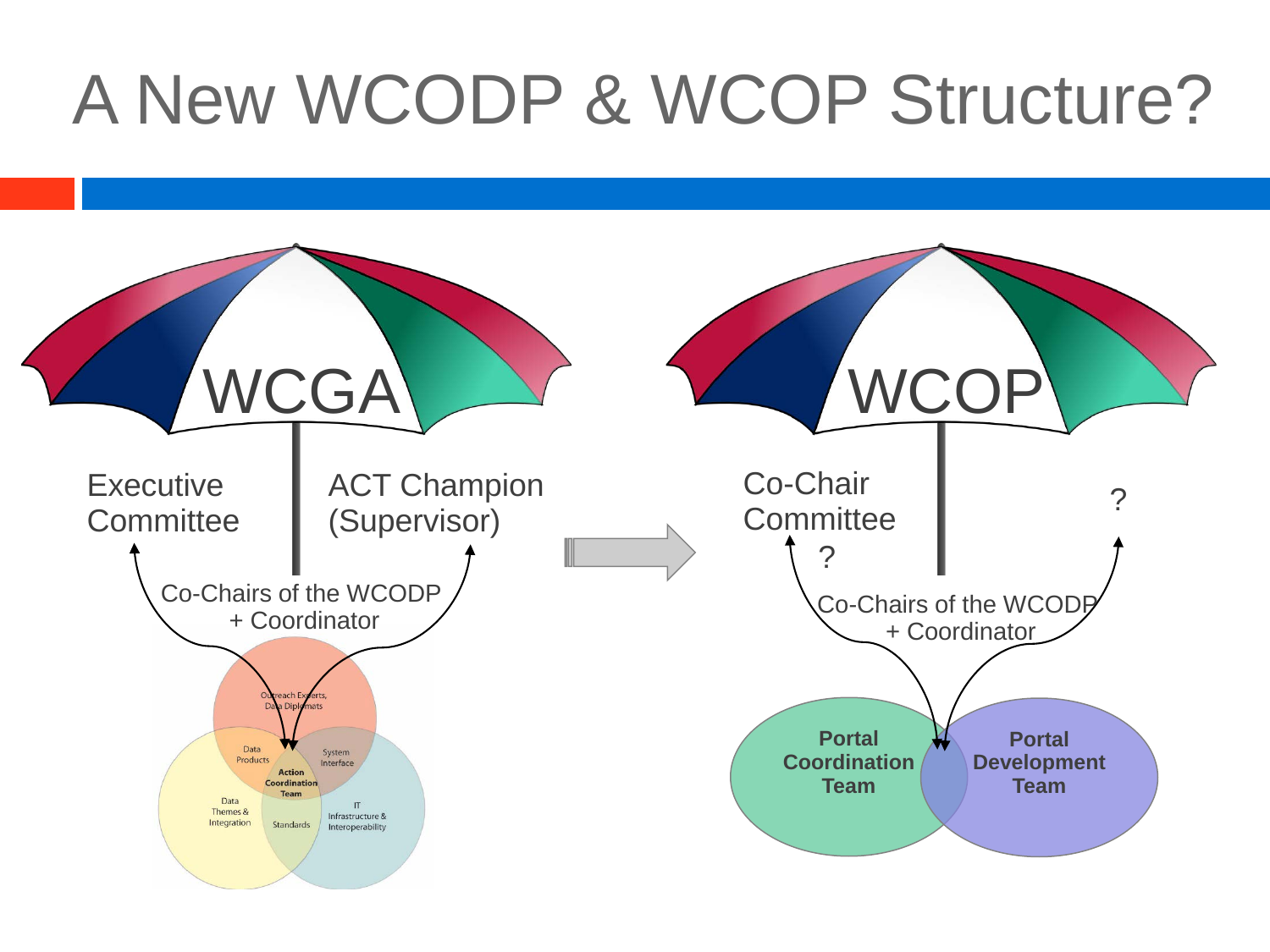# A New WCODP & WCOP Structure?

WCGA

Executive Committee

ACT Champion (Supervisor)

Co-Chairs of the WCODP + Coordinator

Outreach Experts, Data Diplomats

Data Products

System Interface

Action Coordination Team

Data Themes & Integration

Standards

IT Infrastructure & Interoperability

WCOP

Co-Chair Committee

?

?

Co-Chairs of the WCODP + Coordinator

**Portal Coordination Team**

**Portal Development Team**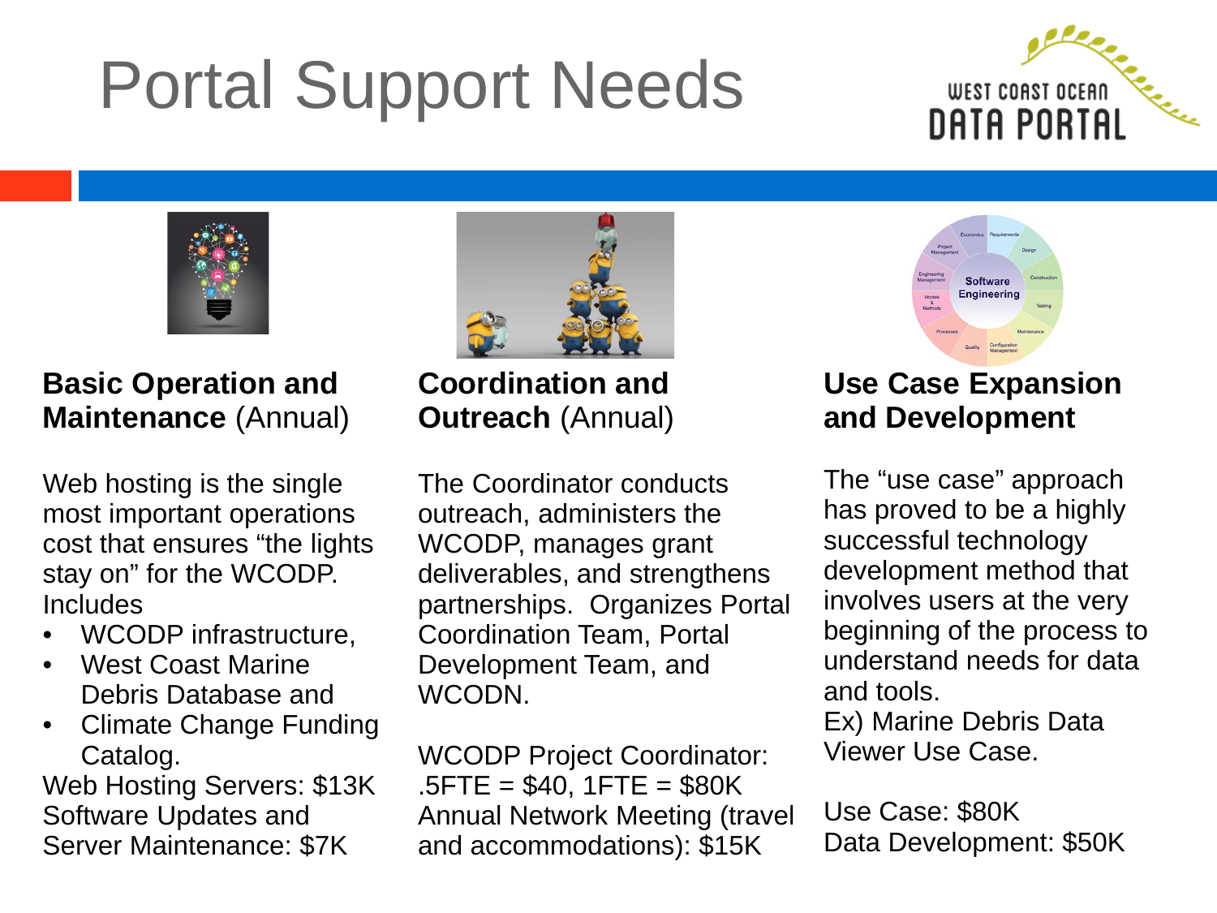# Portal Support Needs

### Basic Operation and Maintenance (Annual)

Web hosting is the single most important operations cost that ensures "the lights stay on" for the WCODP. Includes

- WCODP infrastructure,
- West Coast Marine Debris Database and
- Climate Change Funding Catalog.

Web Hosting Servers: $13K
Software Updates and Server Maintenance: $7K

### Coordination and Outreach (Annual)

The Coordinator conducts outreach, administers the WCODP, manages grant deliverables, and strengthens partnerships. Organizes Portal Coordination Team, Portal Development Team, and WCODN.

WCODP Project Coordinator: .5FTE = $40, 1FTE = $80K
Annual Network Meeting (travel and accommodations): $15K

### Use Case Expansion and Development

The "use case" approach has proved to be a highly successful technology development method that involves users at the very beginning of the process to understand needs for data and tools.
Ex) Marine Debris Data Viewer Use Case.

Use Case: $80K
Data Development: $50K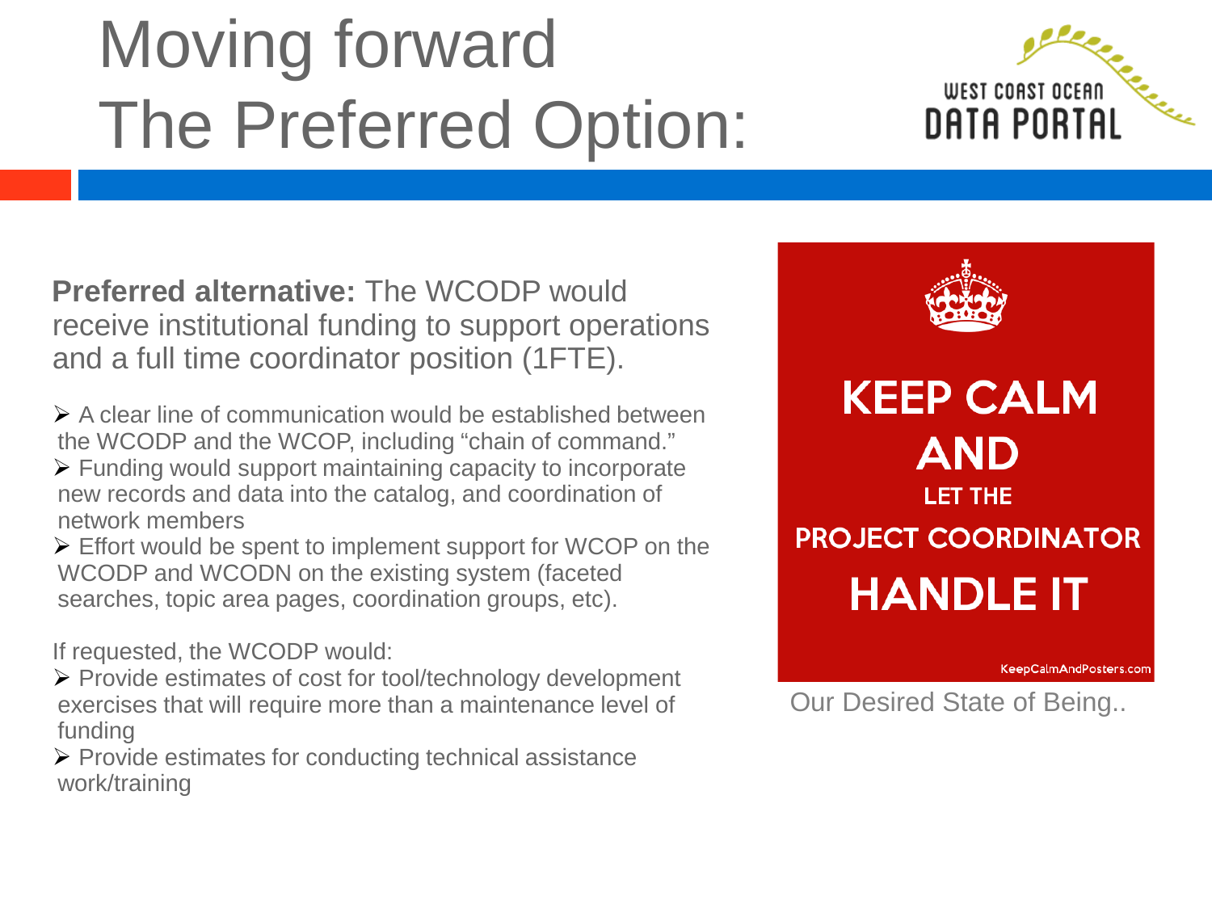# Moving forward The Preferred Option:

**Preferred alternative:** The WCODP would receive institutional funding to support operations and a full time coordinator position (1FTE).

- A clear line of communication would be established between the WCODP and the WCOP, including "chain of command."
- Funding would support maintaining capacity to incorporate new records and data into the catalog, and coordination of network members
- Effort would be spent to implement support for WCOP on the WCODP and WCODN on the existing system (faceted searches, topic area pages, coordination groups, etc).

If requested, the WCODP would:

- Provide estimates of cost for tool/technology development exercises that will require more than a maintenance level of funding
- Provide estimates for conducting technical assistance work/training

KEEP CALM AND LET THE PROJECT COORDINATOR HANDLE IT

KeepCalmAndPosters.com

Our Desired State of Being..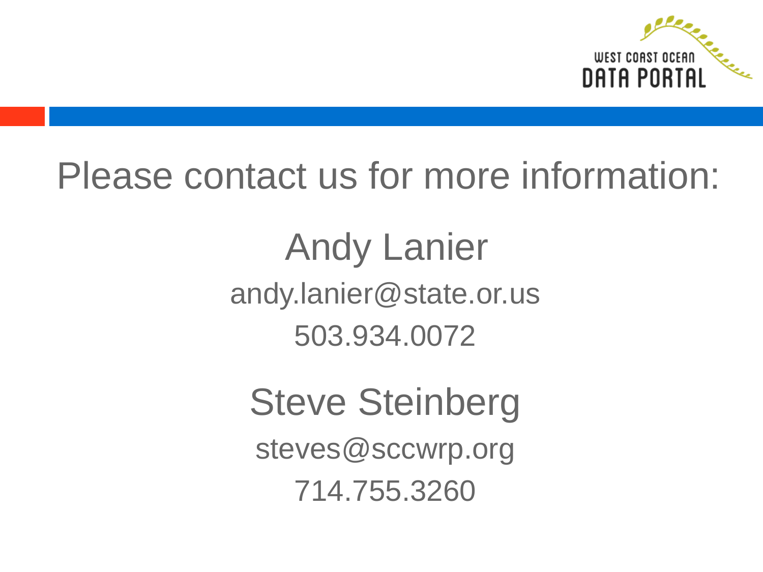Please contact us for more information:

**Andy Lanier**

andy.lanier@state.or.us

503.934.0072

**Steve Steinberg**

steves@sccwrp.org

714.755.3260